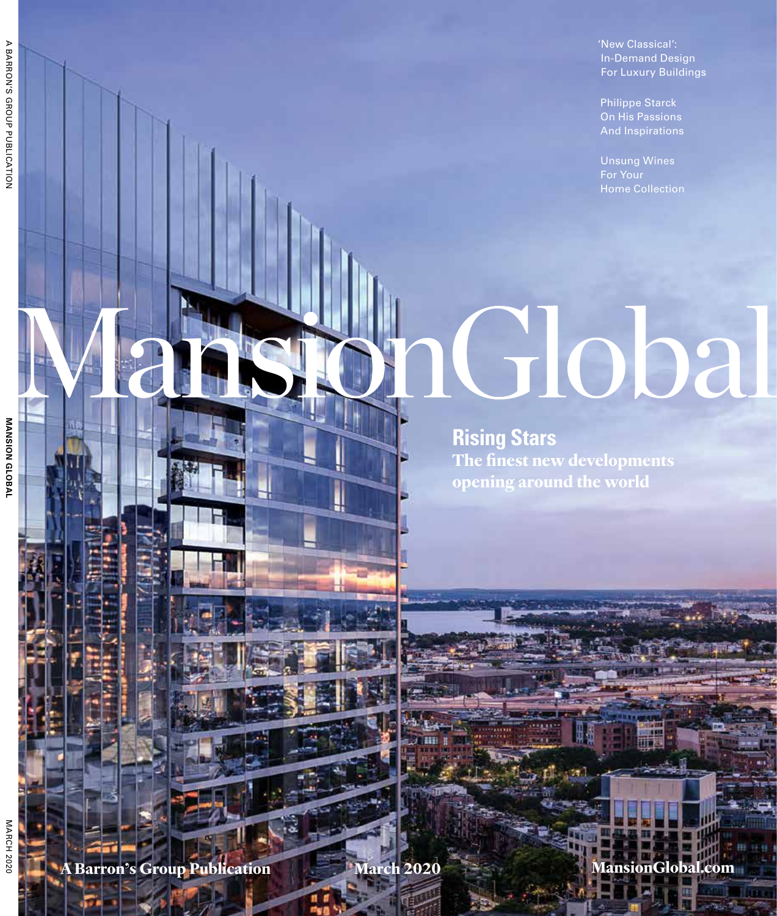'New Classical': In-Demand Design For Luxury Buildings

Philippe Starck On His Passions And Inspirations

Unsung Wines For Your Home Collection

# MansionGlobal

## Rising Stars

**The finest new developments opening around the world**

A Barron's Group Publication

March 2020

MansionGlobal.com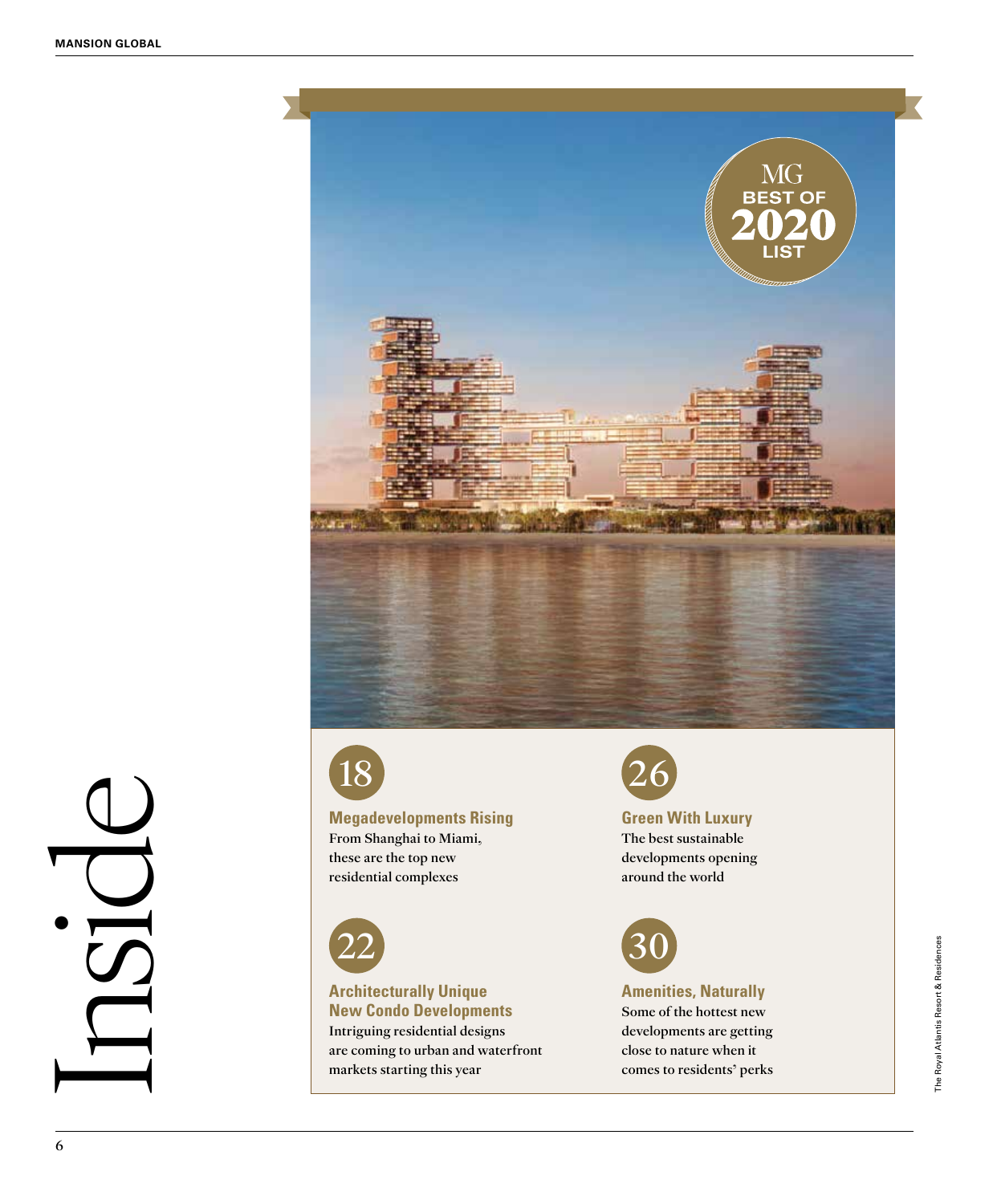# Inside

MG BEST OF 2020 LIST

## 18

### Megadevelopments Rising

From Shanghai to Miami, these are the top new residential complexes

## 22

### Architecturally Unique New Condo Developments

Intriguing residential designs are coming to urban and waterfront markets starting this year

## 26

### Green With Luxury

The best sustainable developments opening around the world

## 30

### Amenities, Naturally

Some of the hottest new developments are getting close to nature when it comes to residents' perks

The Royal Atlantis Resort & Residences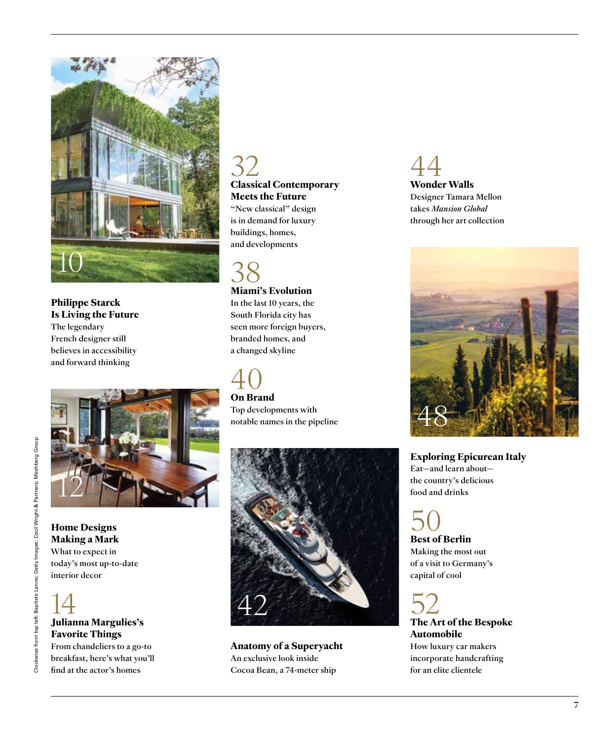## 10
**Philippe Starck Is Living the Future**
The legendary French designer still believes in accessibility and forward thinking

## 12
**Home Designs Making a Mark**
What to expect in today's most up-to-date interior decor

## 14
**Julianna Margulies's Favorite Things**
From chandeliers to a go-to breakfast, here's what you'll find at the actor's homes

## 32
**Classical Contemporary Meets the Future**
"New classical" design is in demand for luxury buildings, homes, and developments

## 38
**Miami's Evolution**
In the last 10 years, the South Florida city has seen more foreign buyers, branded homes, and a changed skyline

## 40
**On Brand**
Top developments with notable names in the pipeline

## 42
**Anatomy of a Superyacht**
An exclusive look inside Cocoa Bean, a 74-meter ship

## 44
**Wonder Walls**
Designer Tamara Mellon takes *Mansion Global* through her art collection

## 48
**Exploring Epicurean Italy**
Eat—and learn about—the country's delicious food and drinks

## 50
**Best of Berlin**
Making the most out of a visit to Germany's capital of cool

## 52
**The Art of the Bespoke Automobile**
How luxury car makers incorporate handcrafting for an elite clientele

Clockwise from top left: Baptiste Lanne; Getty Images; Cecil Wright & Partners; Meshberg Group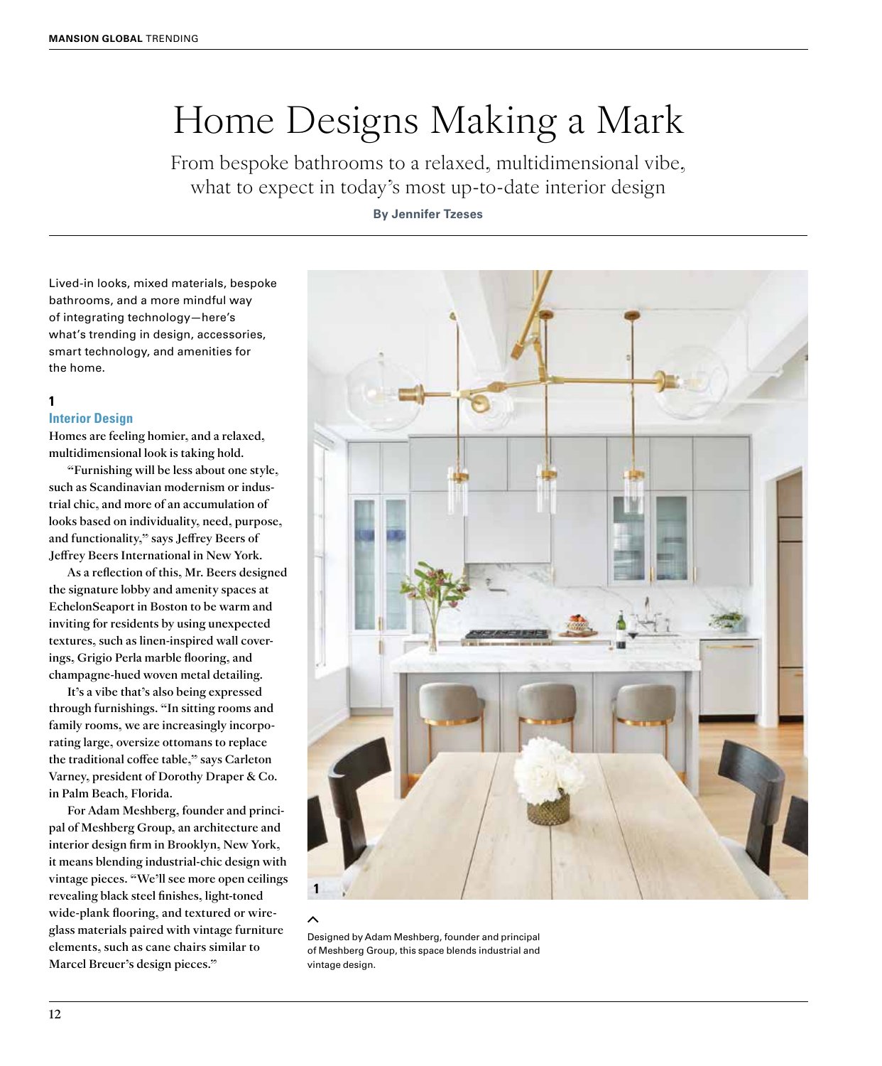# Home Designs Making a Mark

From bespoke bathrooms to a relaxed, multidimensional vibe, what to expect in today's most up-to-date interior design

**By Jennifer Tzeses**

Lived-in looks, mixed materials, bespoke bathrooms, and a more mindful way of integrating technology—here's what's trending in design, accessories, smart technology, and amenities for the home.

## 1

### Interior Design

**Homes are feeling homier, and a relaxed, multidimensional look is taking hold.**

**"Furnishing will be less about one style, such as Scandinavian modernism or industrial chic, and more of an accumulation of looks based on individuality, need, purpose, and functionality," says Jeffrey Beers of Jeffrey Beers International in New York.**

**As a reflection of this, Mr. Beers designed the signature lobby and amenity spaces at EchelonSeaport in Boston to be warm and inviting for residents by using unexpected textures, such as linen-inspired wall coverings, Grigio Perla marble flooring, and champagne-hued woven metal detailing.**

**It's a vibe that's also being expressed through furnishings. "In sitting rooms and family rooms, we are increasingly incorporating large, oversize ottomans to replace the traditional coffee table," says Carleton Varney, president of Dorothy Draper & Co. in Palm Beach, Florida.**

**For Adam Meshberg, founder and principal of Meshberg Group, an architecture and interior design firm in Brooklyn, New York, it means blending industrial-chic design with vintage pieces. "We'll see more open ceilings revealing black steel finishes, light-toned wide-plank flooring, and textured or wire-glass materials paired with vintage furniture elements, such as cane chairs similar to Marcel Breuer's design pieces."**

Designed by Adam Meshberg, founder and principal of Meshberg Group, this space blends industrial and vintage design.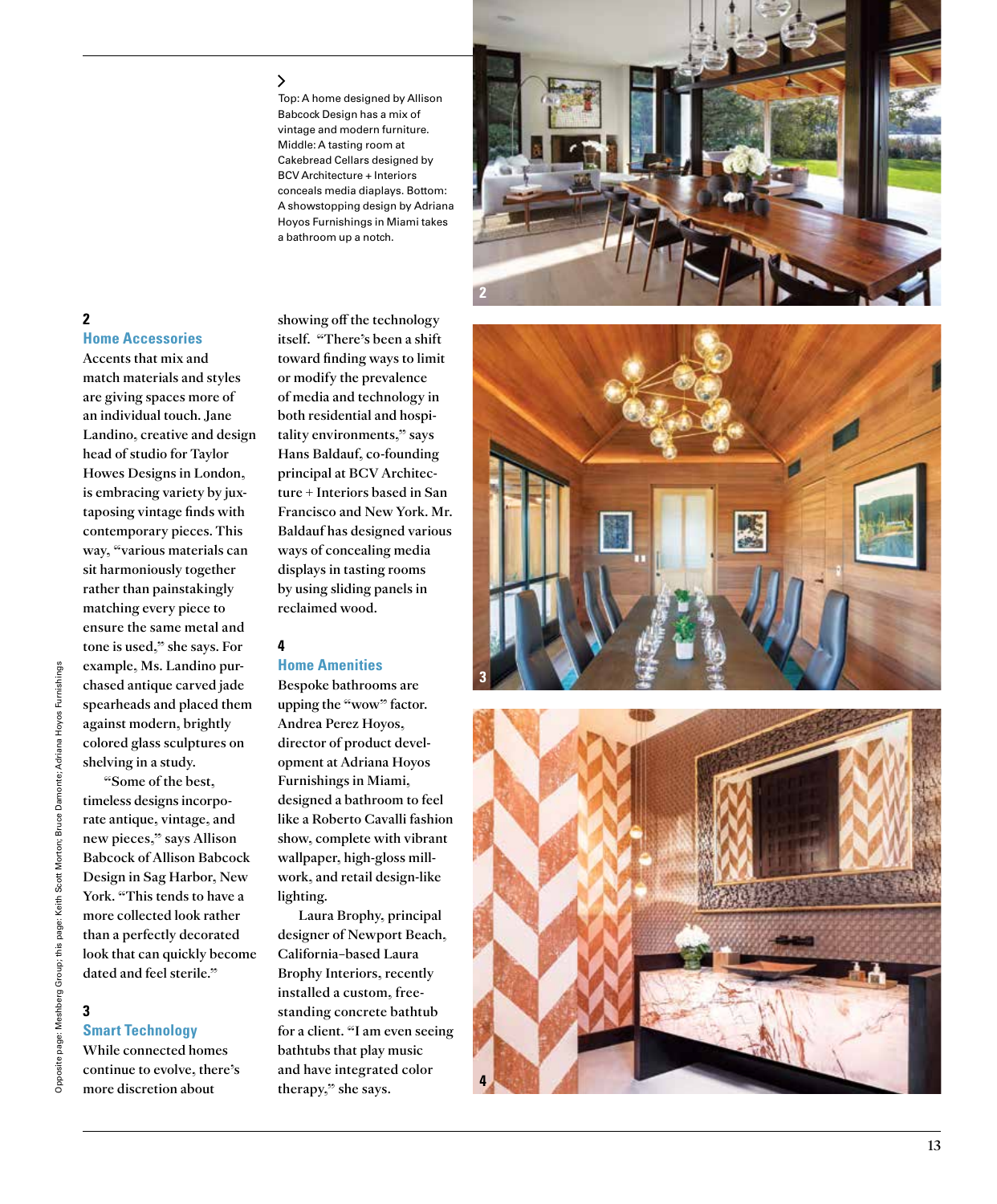Top: A home designed by Allison Babcock Design has a mix of vintage and modern furniture. Middle: A tasting room at Cakebread Cellars designed by BCV Architecture + Interiors conceals media diaplays. Bottom: A showstopping design by Adriana Hoyos Furnishings in Miami takes a bathroom up a notch.

## 2

## Home Accessories

Accents that mix and match materials and styles are giving spaces more of an individual touch. Jane Landino, creative and design head of studio for Taylor Howes Designs in London, is embracing variety by juxtaposing vintage finds with contemporary pieces. This way, "various materials can sit harmoniously together rather than painstakingly matching every piece to ensure the same metal and tone is used," she says. For example, Ms. Landino purchased antique carved jade spearheads and placed them against modern, brightly colored glass sculptures on shelving in a study.

"Some of the best, timeless designs incorporate antique, vintage, and new pieces," says Allison Babcock of Allison Babcock Design in Sag Harbor, New York. "This tends to have a more collected look rather than a perfectly decorated look that can quickly become dated and feel sterile."

## 3

## Smart Technology

While connected homes continue to evolve, there's more discretion about showing off the technology itself. "There's been a shift toward finding ways to limit or modify the prevalence of media and technology in both residential and hospitality environments," says Hans Baldauf, co-founding principal at BCV Architecture + Interiors based in San Francisco and New York. Mr. Baldauf has designed various ways of concealing media displays in tasting rooms by using sliding panels in reclaimed wood.

## 4

## Home Amenities

Bespoke bathrooms are upping the "wow" factor. Andrea Perez Hoyos, director of product development at Adriana Hoyos Furnishings in Miami, designed a bathroom to feel like a Roberto Cavalli fashion show, complete with vibrant wallpaper, high-gloss millwork, and retail design-like lighting.

Laura Brophy, principal designer of Newport Beach, California–based Laura Brophy Interiors, recently installed a custom, freestanding concrete bathtub for a client. "I am even seeing bathtubs that play music and have integrated color therapy," she says.

Opposite page: Meshberg Group; this page: Keith Scott Morton; Bruce Damonte; Adriana Hoyos Furnishings